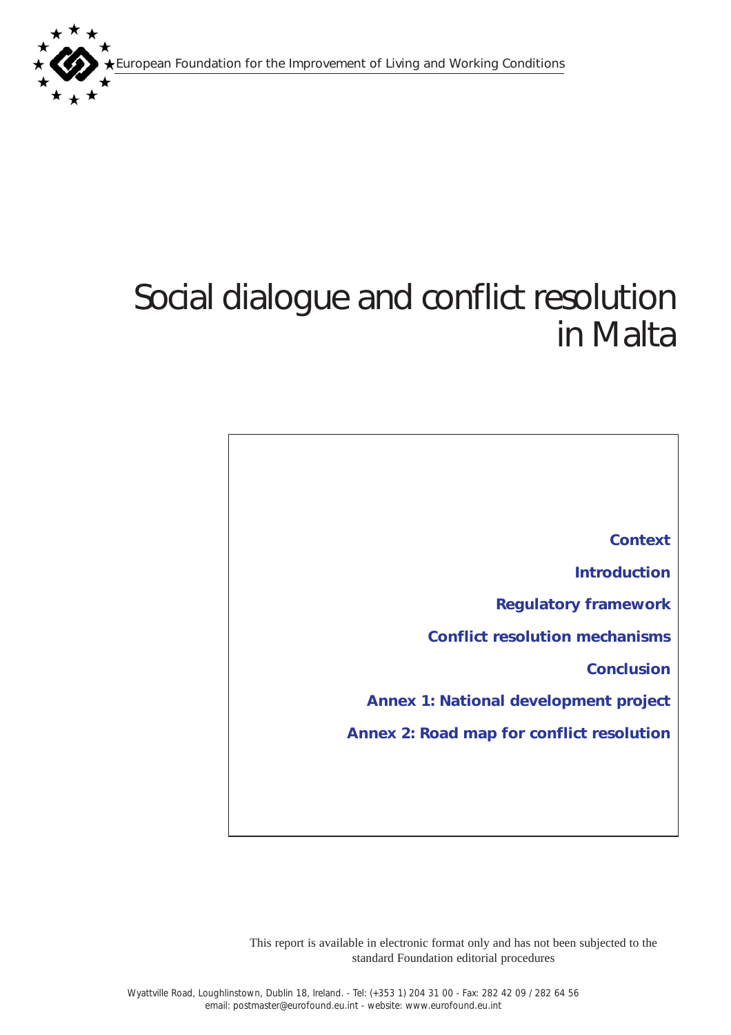European Foundation for the Improvement of Living and Working Conditions

# Social dialogue and conflict resolution in Malta

**Context**

**Introduction**

**Regulatory framework**

**Conflict resolution mechanisms**

**Conclusion**

**Annex 1: National development project**

**Annex 2: Road map for conflict resolution**

This report is available in electronic format only and has not been subjected to the standard Foundation editorial procedures

Wyattville Road, Loughlinstown, Dublin 18, Ireland. - Tel: (+353 1) 204 31 00 - Fax: 282 42 09 / 282 64 56
email: postmaster@eurofound.eu.int - website: www.eurofound.eu.int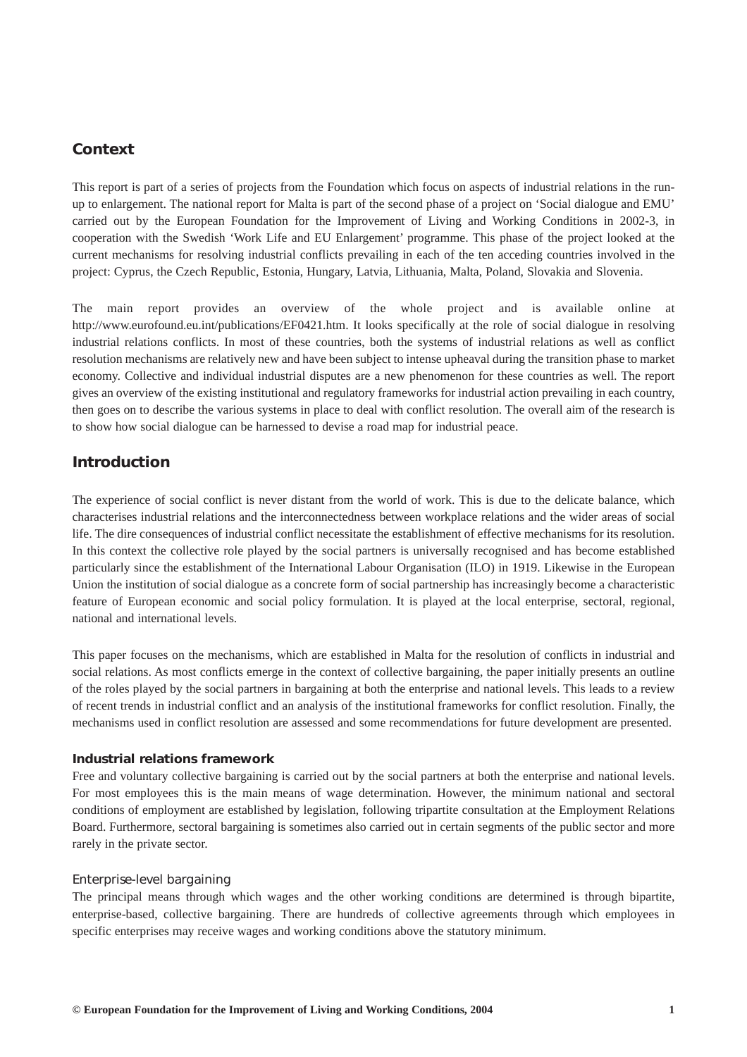## Context

This report is part of a series of projects from the Foundation which focus on aspects of industrial relations in the run-up to enlargement. The national report for Malta is part of the second phase of a project on 'Social dialogue and EMU' carried out by the European Foundation for the Improvement of Living and Working Conditions in 2002-3, in cooperation with the Swedish 'Work Life and EU Enlargement' programme. This phase of the project looked at the current mechanisms for resolving industrial conflicts prevailing in each of the ten acceding countries involved in the project: Cyprus, the Czech Republic, Estonia, Hungary, Latvia, Lithuania, Malta, Poland, Slovakia and Slovenia.

The main report provides an overview of the whole project and is available online at http://www.eurofound.eu.int/publications/EF0421.htm. It looks specifically at the role of social dialogue in resolving industrial relations conflicts. In most of these countries, both the systems of industrial relations as well as conflict resolution mechanisms are relatively new and have been subject to intense upheaval during the transition phase to market economy. Collective and individual industrial disputes are a new phenomenon for these countries as well. The report gives an overview of the existing institutional and regulatory frameworks for industrial action prevailing in each country, then goes on to describe the various systems in place to deal with conflict resolution. The overall aim of the research is to show how social dialogue can be harnessed to devise a road map for industrial peace.

## Introduction

The experience of social conflict is never distant from the world of work. This is due to the delicate balance, which characterises industrial relations and the interconnectedness between workplace relations and the wider areas of social life. The dire consequences of industrial conflict necessitate the establishment of effective mechanisms for its resolution. In this context the collective role played by the social partners is universally recognised and has become established particularly since the establishment of the International Labour Organisation (ILO) in 1919. Likewise in the European Union the institution of social dialogue as a concrete form of social partnership has increasingly become a characteristic feature of European economic and social policy formulation. It is played at the local enterprise, sectoral, regional, national and international levels.

This paper focuses on the mechanisms, which are established in Malta for the resolution of conflicts in industrial and social relations. As most conflicts emerge in the context of collective bargaining, the paper initially presents an outline of the roles played by the social partners in bargaining at both the enterprise and national levels. This leads to a review of recent trends in industrial conflict and an analysis of the institutional frameworks for conflict resolution. Finally, the mechanisms used in conflict resolution are assessed and some recommendations for future development are presented.

### Industrial relations framework

Free and voluntary collective bargaining is carried out by the social partners at both the enterprise and national levels. For most employees this is the main means of wage determination. However, the minimum national and sectoral conditions of employment are established by legislation, following tripartite consultation at the Employment Relations Board. Furthermore, sectoral bargaining is sometimes also carried out in certain segments of the public sector and more rarely in the private sector.

#### Enterprise-level bargaining

The principal means through which wages and the other working conditions are determined is through bipartite, enterprise-based, collective bargaining. There are hundreds of collective agreements through which employees in specific enterprises may receive wages and working conditions above the statutory minimum.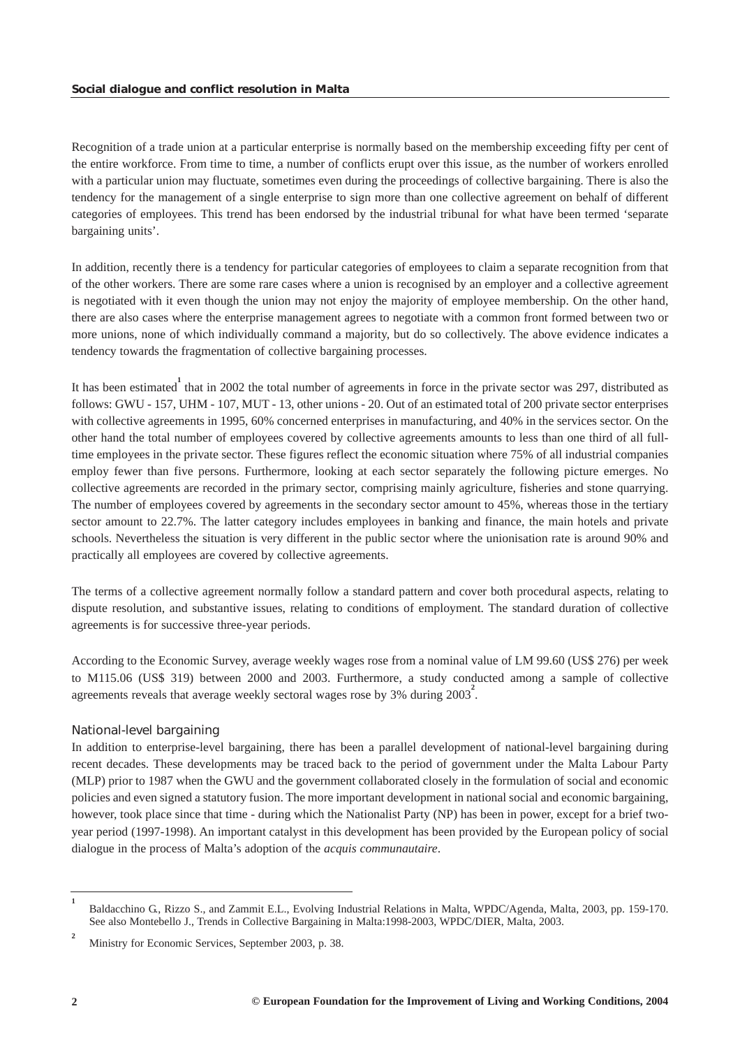Recognition of a trade union at a particular enterprise is normally based on the membership exceeding fifty per cent of the entire workforce. From time to time, a number of conflicts erupt over this issue, as the number of workers enrolled with a particular union may fluctuate, sometimes even during the proceedings of collective bargaining. There is also the tendency for the management of a single enterprise to sign more than one collective agreement on behalf of different categories of employees. This trend has been endorsed by the industrial tribunal for what have been termed 'separate bargaining units'.

In addition, recently there is a tendency for particular categories of employees to claim a separate recognition from that of the other workers. There are some rare cases where a union is recognised by an employer and a collective agreement is negotiated with it even though the union may not enjoy the majority of employee membership. On the other hand, there are also cases where the enterprise management agrees to negotiate with a common front formed between two or more unions, none of which individually command a majority, but do so collectively. The above evidence indicates a tendency towards the fragmentation of collective bargaining processes.

It has been estimated[1] that in 2002 the total number of agreements in force in the private sector was 297, distributed as follows: GWU - 157, UHM - 107, MUT - 13, other unions - 20. Out of an estimated total of 200 private sector enterprises with collective agreements in 1995, 60% concerned enterprises in manufacturing, and 40% in the services sector. On the other hand the total number of employees covered by collective agreements amounts to less than one third of all full-time employees in the private sector. These figures reflect the economic situation where 75% of all industrial companies employ fewer than five persons. Furthermore, looking at each sector separately the following picture emerges. No collective agreements are recorded in the primary sector, comprising mainly agriculture, fisheries and stone quarrying. The number of employees covered by agreements in the secondary sector amount to 45%, whereas those in the tertiary sector amount to 22.7%. The latter category includes employees in banking and finance, the main hotels and private schools. Nevertheless the situation is very different in the public sector where the unionisation rate is around 90% and practically all employees are covered by collective agreements.

The terms of a collective agreement normally follow a standard pattern and cover both procedural aspects, relating to dispute resolution, and substantive issues, relating to conditions of employment. The standard duration of collective agreements is for successive three-year periods.

According to the Economic Survey, average weekly wages rose from a nominal value of LM 99.60 (US$ 276) per week to M115.06 (US$ 319) between 2000 and 2003. Furthermore, a study conducted among a sample of collective agreements reveals that average weekly sectoral wages rose by 3% during 2003[2].

### National-level bargaining

In addition to enterprise-level bargaining, there has been a parallel development of national-level bargaining during recent decades. These developments may be traced back to the period of government under the Malta Labour Party (MLP) prior to 1987 when the GWU and the government collaborated closely in the formulation of social and economic policies and even signed a statutory fusion. The more important development in national social and economic bargaining, however, took place since that time - during which the Nationalist Party (NP) has been in power, except for a brief two-year period (1997-1998). An important catalyst in this development has been provided by the European policy of social dialogue in the process of Malta's adoption of the *acquis communautaire*.

---

[1] Baldacchino G., Rizzo S., and Zammit E.L., Evolving Industrial Relations in Malta, WPDC/Agenda, Malta, 2003, pp. 159-170. See also Montebello J., Trends in Collective Bargaining in Malta:1998-2003, WPDC/DIER, Malta, 2003.

[2] Ministry for Economic Services, September 2003, p. 38.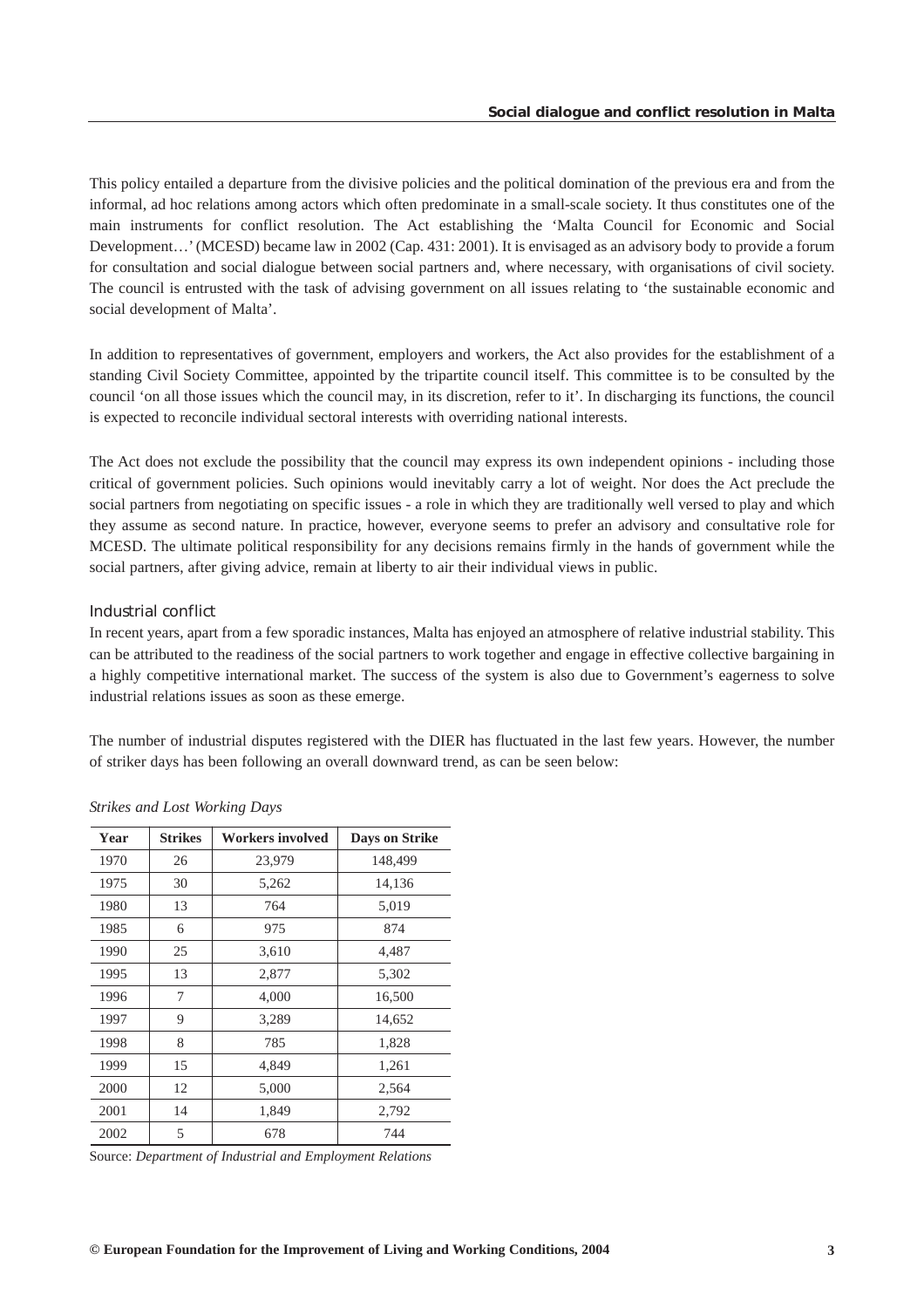This policy entailed a departure from the divisive policies and the political domination of the previous era and from the informal, ad hoc relations among actors which often predominate in a small-scale society. It thus constitutes one of the main instruments for conflict resolution. The Act establishing the 'Malta Council for Economic and Social Development…' (MCESD) became law in 2002 (Cap. 431: 2001). It is envisaged as an advisory body to provide a forum for consultation and social dialogue between social partners and, where necessary, with organisations of civil society. The council is entrusted with the task of advising government on all issues relating to 'the sustainable economic and social development of Malta'.

In addition to representatives of government, employers and workers, the Act also provides for the establishment of a standing Civil Society Committee, appointed by the tripartite council itself. This committee is to be consulted by the council 'on all those issues which the council may, in its discretion, refer to it'. In discharging its functions, the council is expected to reconcile individual sectoral interests with overriding national interests.

The Act does not exclude the possibility that the council may express its own independent opinions - including those critical of government policies. Such opinions would inevitably carry a lot of weight. Nor does the Act preclude the social partners from negotiating on specific issues - a role in which they are traditionally well versed to play and which they assume as second nature. In practice, however, everyone seems to prefer an advisory and consultative role for MCESD. The ultimate political responsibility for any decisions remains firmly in the hands of government while the social partners, after giving advice, remain at liberty to air their individual views in public.

### Industrial conflict

In recent years, apart from a few sporadic instances, Malta has enjoyed an atmosphere of relative industrial stability. This can be attributed to the readiness of the social partners to work together and engage in effective collective bargaining in a highly competitive international market. The success of the system is also due to Government's eagerness to solve industrial relations issues as soon as these emerge.

The number of industrial disputes registered with the DIER has fluctuated in the last few years. However, the number of striker days has been following an overall downward trend, as can be seen below:

*Strikes and Lost Working Days*

| Year | Strikes | Workers involved | Days on Strike |
|---|---|---|---|
| 1970 | 26 | 23,979 | 148,499 |
| 1975 | 30 | 5,262 | 14,136 |
| 1980 | 13 | 764 | 5,019 |
| 1985 | 6 | 975 | 874 |
| 1990 | 25 | 3,610 | 4,487 |
| 1995 | 13 | 2,877 | 5,302 |
| 1996 | 7 | 4,000 | 16,500 |
| 1997 | 9 | 3,289 | 14,652 |
| 1998 | 8 | 785 | 1,828 |
| 1999 | 15 | 4,849 | 1,261 |
| 2000 | 12 | 5,000 | 2,564 |
| 2001 | 14 | 1,849 | 2,792 |
| 2002 | 5 | 678 | 744 |

Source: *Department of Industrial and Employment Relations*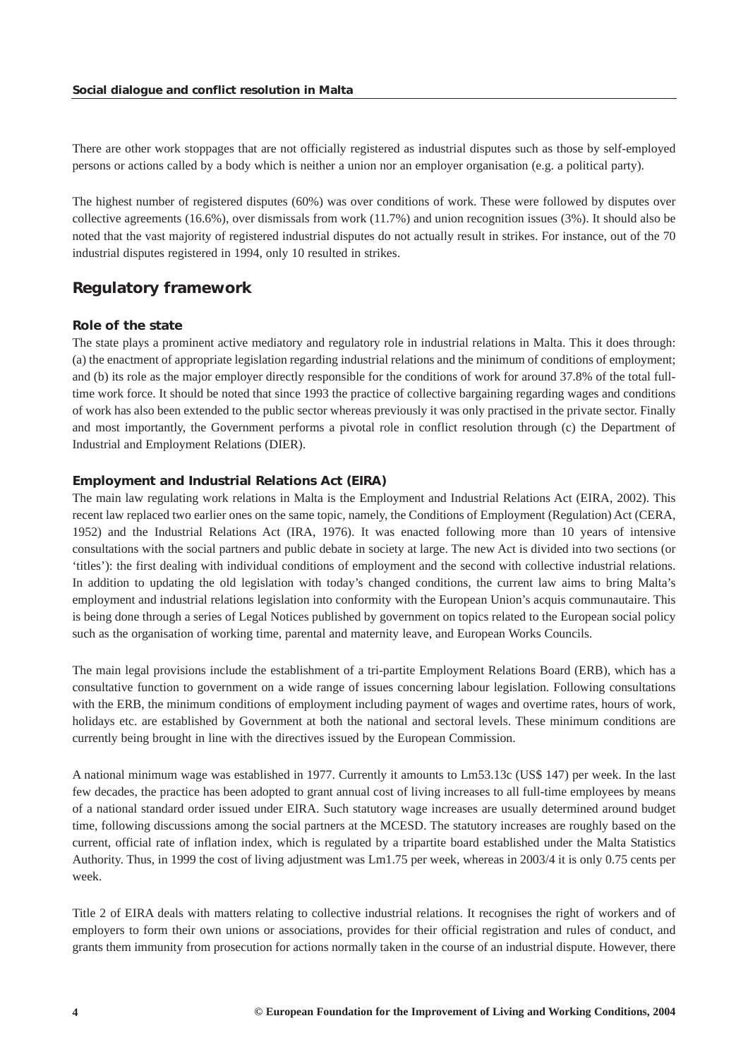There are other work stoppages that are not officially registered as industrial disputes such as those by self-employed persons or actions called by a body which is neither a union nor an employer organisation (e.g. a political party).

The highest number of registered disputes (60%) was over conditions of work. These were followed by disputes over collective agreements (16.6%), over dismissals from work (11.7%) and union recognition issues (3%). It should also be noted that the vast majority of registered industrial disputes do not actually result in strikes. For instance, out of the 70 industrial disputes registered in 1994, only 10 resulted in strikes.

## Regulatory framework

### Role of the state

The state plays a prominent active mediatory and regulatory role in industrial relations in Malta. This it does through: (a) the enactment of appropriate legislation regarding industrial relations and the minimum of conditions of employment; and (b) its role as the major employer directly responsible for the conditions of work for around 37.8% of the total full-time work force. It should be noted that since 1993 the practice of collective bargaining regarding wages and conditions of work has also been extended to the public sector whereas previously it was only practised in the private sector. Finally and most importantly, the Government performs a pivotal role in conflict resolution through (c) the Department of Industrial and Employment Relations (DIER).

### Employment and Industrial Relations Act (EIRA)

The main law regulating work relations in Malta is the Employment and Industrial Relations Act (EIRA, 2002). This recent law replaced two earlier ones on the same topic, namely, the Conditions of Employment (Regulation) Act (CERA, 1952) and the Industrial Relations Act (IRA, 1976). It was enacted following more than 10 years of intensive consultations with the social partners and public debate in society at large. The new Act is divided into two sections (or 'titles'): the first dealing with individual conditions of employment and the second with collective industrial relations. In addition to updating the old legislation with today's changed conditions, the current law aims to bring Malta's employment and industrial relations legislation into conformity with the European Union's acquis communautaire. This is being done through a series of Legal Notices published by government on topics related to the European social policy such as the organisation of working time, parental and maternity leave, and European Works Councils.

The main legal provisions include the establishment of a tri-partite Employment Relations Board (ERB), which has a consultative function to government on a wide range of issues concerning labour legislation. Following consultations with the ERB, the minimum conditions of employment including payment of wages and overtime rates, hours of work, holidays etc. are established by Government at both the national and sectoral levels. These minimum conditions are currently being brought in line with the directives issued by the European Commission.

A national minimum wage was established in 1977. Currently it amounts to Lm53.13c (US$ 147) per week. In the last few decades, the practice has been adopted to grant annual cost of living increases to all full-time employees by means of a national standard order issued under EIRA. Such statutory wage increases are usually determined around budget time, following discussions among the social partners at the MCESD. The statutory increases are roughly based on the current, official rate of inflation index, which is regulated by a tripartite board established under the Malta Statistics Authority. Thus, in 1999 the cost of living adjustment was Lm1.75 per week, whereas in 2003/4 it is only 0.75 cents per week.

Title 2 of EIRA deals with matters relating to collective industrial relations. It recognises the right of workers and of employers to form their own unions or associations, provides for their official registration and rules of conduct, and grants them immunity from prosecution for actions normally taken in the course of an industrial dispute. However, there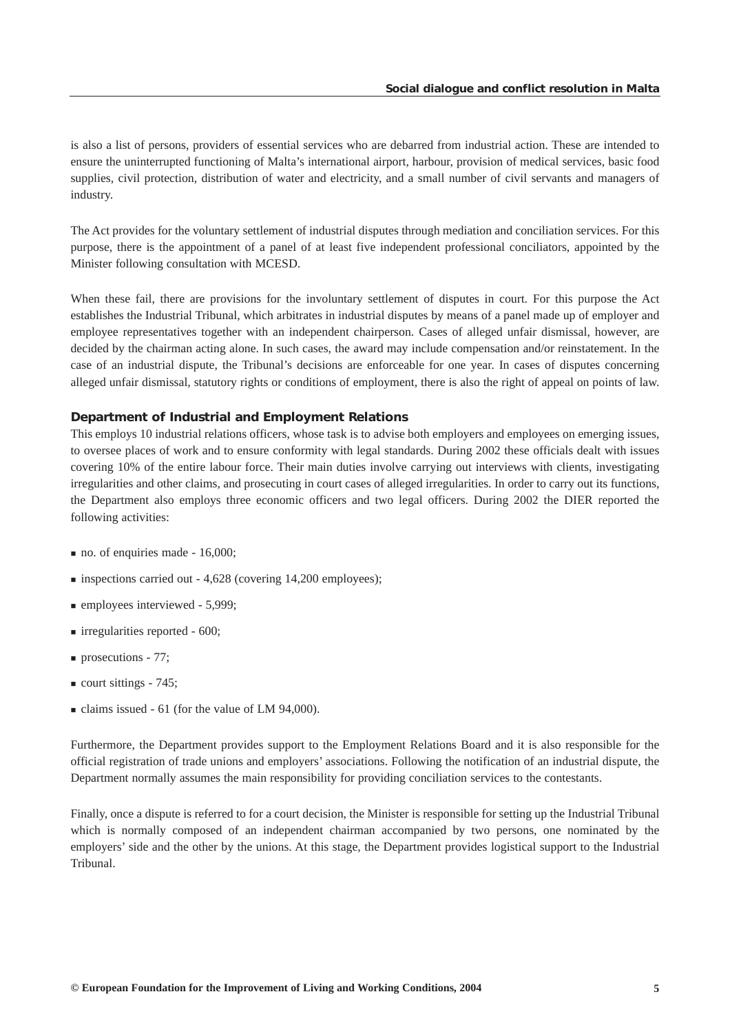is also a list of persons, providers of essential services who are debarred from industrial action. These are intended to ensure the uninterrupted functioning of Malta's international airport, harbour, provision of medical services, basic food supplies, civil protection, distribution of water and electricity, and a small number of civil servants and managers of industry.

The Act provides for the voluntary settlement of industrial disputes through mediation and conciliation services. For this purpose, there is the appointment of a panel of at least five independent professional conciliators, appointed by the Minister following consultation with MCESD.

When these fail, there are provisions for the involuntary settlement of disputes in court. For this purpose the Act establishes the Industrial Tribunal, which arbitrates in industrial disputes by means of a panel made up of employer and employee representatives together with an independent chairperson. Cases of alleged unfair dismissal, however, are decided by the chairman acting alone. In such cases, the award may include compensation and/or reinstatement. In the case of an industrial dispute, the Tribunal's decisions are enforceable for one year. In cases of disputes concerning alleged unfair dismissal, statutory rights or conditions of employment, there is also the right of appeal on points of law.

### Department of Industrial and Employment Relations

This employs 10 industrial relations officers, whose task is to advise both employers and employees on emerging issues, to oversee places of work and to ensure conformity with legal standards. During 2002 these officials dealt with issues covering 10% of the entire labour force. Their main duties involve carrying out interviews with clients, investigating irregularities and other claims, and prosecuting in court cases of alleged irregularities. In order to carry out its functions, the Department also employs three economic officers and two legal officers. During 2002 the DIER reported the following activities:

- no. of enquiries made - 16,000;
- inspections carried out - 4,628 (covering 14,200 employees);
- employees interviewed - 5,999;
- irregularities reported - 600;
- prosecutions - 77;
- court sittings - 745;
- claims issued - 61 (for the value of LM 94,000).

Furthermore, the Department provides support to the Employment Relations Board and it is also responsible for the official registration of trade unions and employers' associations. Following the notification of an industrial dispute, the Department normally assumes the main responsibility for providing conciliation services to the contestants.

Finally, once a dispute is referred to for a court decision, the Minister is responsible for setting up the Industrial Tribunal which is normally composed of an independent chairman accompanied by two persons, one nominated by the employers' side and the other by the unions. At this stage, the Department provides logistical support to the Industrial Tribunal.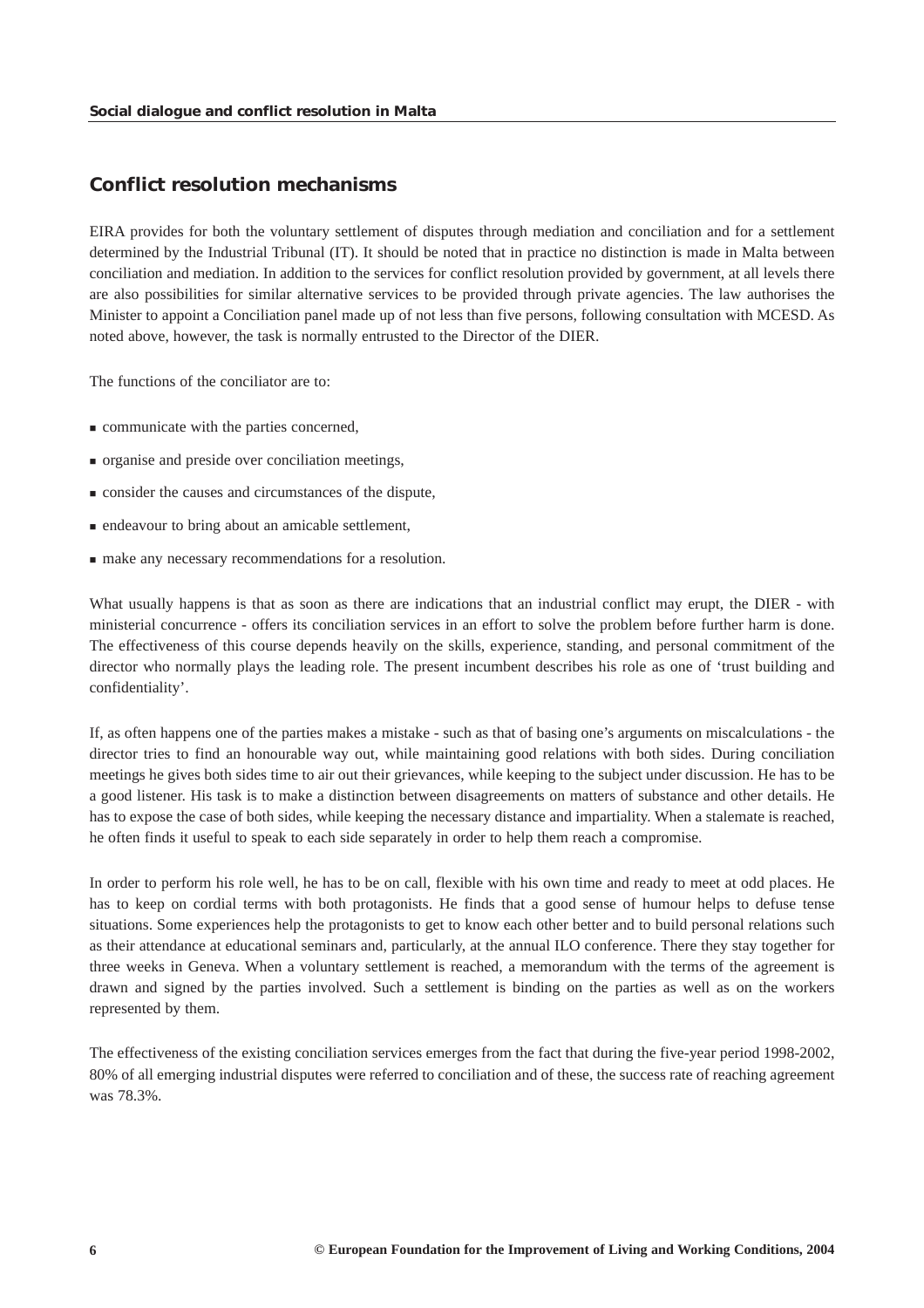## Conflict resolution mechanisms

EIRA provides for both the voluntary settlement of disputes through mediation and conciliation and for a settlement determined by the Industrial Tribunal (IT). It should be noted that in practice no distinction is made in Malta between conciliation and mediation. In addition to the services for conflict resolution provided by government, at all levels there are also possibilities for similar alternative services to be provided through private agencies. The law authorises the Minister to appoint a Conciliation panel made up of not less than five persons, following consultation with MCESD. As noted above, however, the task is normally entrusted to the Director of the DIER.

The functions of the conciliator are to:

- communicate with the parties concerned,
- organise and preside over conciliation meetings,
- consider the causes and circumstances of the dispute,
- endeavour to bring about an amicable settlement,
- make any necessary recommendations for a resolution.

What usually happens is that as soon as there are indications that an industrial conflict may erupt, the DIER - with ministerial concurrence - offers its conciliation services in an effort to solve the problem before further harm is done. The effectiveness of this course depends heavily on the skills, experience, standing, and personal commitment of the director who normally plays the leading role. The present incumbent describes his role as one of 'trust building and confidentiality'.

If, as often happens one of the parties makes a mistake - such as that of basing one's arguments on miscalculations - the director tries to find an honourable way out, while maintaining good relations with both sides. During conciliation meetings he gives both sides time to air out their grievances, while keeping to the subject under discussion. He has to be a good listener. His task is to make a distinction between disagreements on matters of substance and other details. He has to expose the case of both sides, while keeping the necessary distance and impartiality. When a stalemate is reached, he often finds it useful to speak to each side separately in order to help them reach a compromise.

In order to perform his role well, he has to be on call, flexible with his own time and ready to meet at odd places. He has to keep on cordial terms with both protagonists. He finds that a good sense of humour helps to defuse tense situations. Some experiences help the protagonists to get to know each other better and to build personal relations such as their attendance at educational seminars and, particularly, at the annual ILO conference. There they stay together for three weeks in Geneva. When a voluntary settlement is reached, a memorandum with the terms of the agreement is drawn and signed by the parties involved. Such a settlement is binding on the parties as well as on the workers represented by them.

The effectiveness of the existing conciliation services emerges from the fact that during the five-year period 1998-2002, 80% of all emerging industrial disputes were referred to conciliation and of these, the success rate of reaching agreement was 78.3%.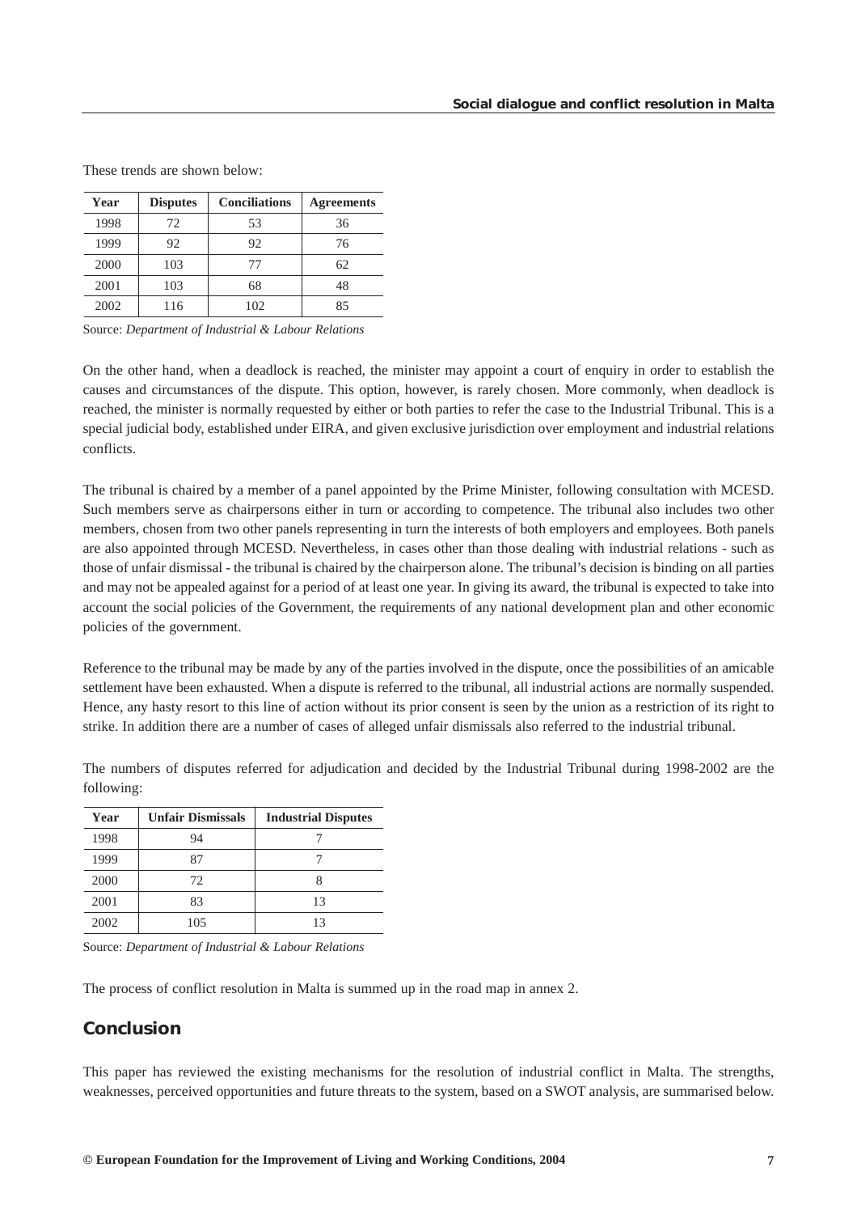These trends are shown below:

| Year | Disputes | Conciliations | Agreements |
|---|---|---|---|
| 1998 | 72 | 53 | 36 |
| 1999 | 92 | 92 | 76 |
| 2000 | 103 | 77 | 62 |
| 2001 | 103 | 68 | 48 |
| 2002 | 116 | 102 | 85 |

Source: *Department of Industrial & Labour Relations*

On the other hand, when a deadlock is reached, the minister may appoint a court of enquiry in order to establish the causes and circumstances of the dispute. This option, however, is rarely chosen. More commonly, when deadlock is reached, the minister is normally requested by either or both parties to refer the case to the Industrial Tribunal. This is a special judicial body, established under EIRA, and given exclusive jurisdiction over employment and industrial relations conflicts.

The tribunal is chaired by a member of a panel appointed by the Prime Minister, following consultation with MCESD. Such members serve as chairpersons either in turn or according to competence. The tribunal also includes two other members, chosen from two other panels representing in turn the interests of both employers and employees. Both panels are also appointed through MCESD. Nevertheless, in cases other than those dealing with industrial relations - such as those of unfair dismissal - the tribunal is chaired by the chairperson alone. The tribunal's decision is binding on all parties and may not be appealed against for a period of at least one year. In giving its award, the tribunal is expected to take into account the social policies of the Government, the requirements of any national development plan and other economic policies of the government.

Reference to the tribunal may be made by any of the parties involved in the dispute, once the possibilities of an amicable settlement have been exhausted. When a dispute is referred to the tribunal, all industrial actions are normally suspended. Hence, any hasty resort to this line of action without its prior consent is seen by the union as a restriction of its right to strike. In addition there are a number of cases of alleged unfair dismissals also referred to the industrial tribunal.

The numbers of disputes referred for adjudication and decided by the Industrial Tribunal during 1998-2002 are the following:

| Year | Unfair Dismissals | Industrial Disputes |
|---|---|---|
| 1998 | 94 | 7 |
| 1999 | 87 | 7 |
| 2000 | 72 | 8 |
| 2001 | 83 | 13 |
| 2002 | 105 | 13 |

Source: *Department of Industrial & Labour Relations*

The process of conflict resolution in Malta is summed up in the road map in annex 2.

## Conclusion

This paper has reviewed the existing mechanisms for the resolution of industrial conflict in Malta. The strengths, weaknesses, perceived opportunities and future threats to the system, based on a SWOT analysis, are summarised below.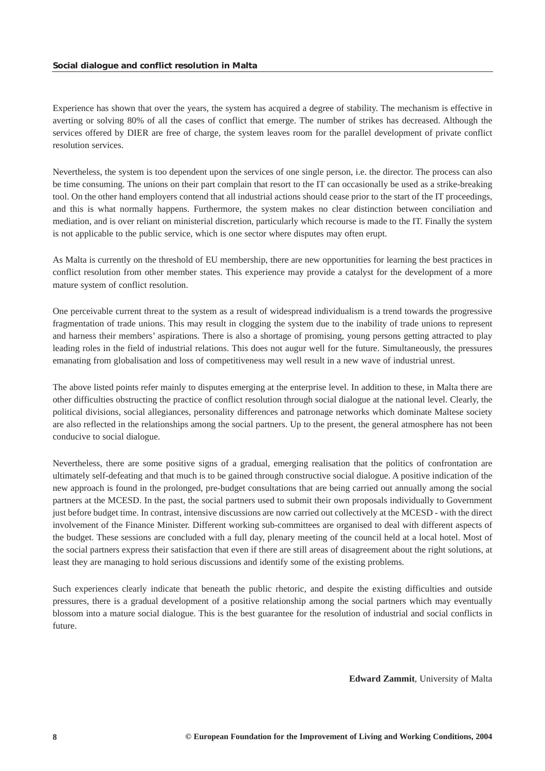Experience has shown that over the years, the system has acquired a degree of stability. The mechanism is effective in averting or solving 80% of all the cases of conflict that emerge. The number of strikes has decreased. Although the services offered by DIER are free of charge, the system leaves room for the parallel development of private conflict resolution services.

Nevertheless, the system is too dependent upon the services of one single person, i.e. the director. The process can also be time consuming. The unions on their part complain that resort to the IT can occasionally be used as a strike-breaking tool. On the other hand employers contend that all industrial actions should cease prior to the start of the IT proceedings, and this is what normally happens. Furthermore, the system makes no clear distinction between conciliation and mediation, and is over reliant on ministerial discretion, particularly which recourse is made to the IT. Finally the system is not applicable to the public service, which is one sector where disputes may often erupt.

As Malta is currently on the threshold of EU membership, there are new opportunities for learning the best practices in conflict resolution from other member states. This experience may provide a catalyst for the development of a more mature system of conflict resolution.

One perceivable current threat to the system as a result of widespread individualism is a trend towards the progressive fragmentation of trade unions. This may result in clogging the system due to the inability of trade unions to represent and harness their members' aspirations. There is also a shortage of promising, young persons getting attracted to play leading roles in the field of industrial relations. This does not augur well for the future. Simultaneously, the pressures emanating from globalisation and loss of competitiveness may well result in a new wave of industrial unrest.

The above listed points refer mainly to disputes emerging at the enterprise level. In addition to these, in Malta there are other difficulties obstructing the practice of conflict resolution through social dialogue at the national level. Clearly, the political divisions, social allegiances, personality differences and patronage networks which dominate Maltese society are also reflected in the relationships among the social partners. Up to the present, the general atmosphere has not been conducive to social dialogue.

Nevertheless, there are some positive signs of a gradual, emerging realisation that the politics of confrontation are ultimately self-defeating and that much is to be gained through constructive social dialogue. A positive indication of the new approach is found in the prolonged, pre-budget consultations that are being carried out annually among the social partners at the MCESD. In the past, the social partners used to submit their own proposals individually to Government just before budget time. In contrast, intensive discussions are now carried out collectively at the MCESD - with the direct involvement of the Finance Minister. Different working sub-committees are organised to deal with different aspects of the budget. These sessions are concluded with a full day, plenary meeting of the council held at a local hotel. Most of the social partners express their satisfaction that even if there are still areas of disagreement about the right solutions, at least they are managing to hold serious discussions and identify some of the existing problems.

Such experiences clearly indicate that beneath the public rhetoric, and despite the existing difficulties and outside pressures, there is a gradual development of a positive relationship among the social partners which may eventually blossom into a mature social dialogue. This is the best guarantee for the resolution of industrial and social conflicts in future.

**Edward Zammit**, University of Malta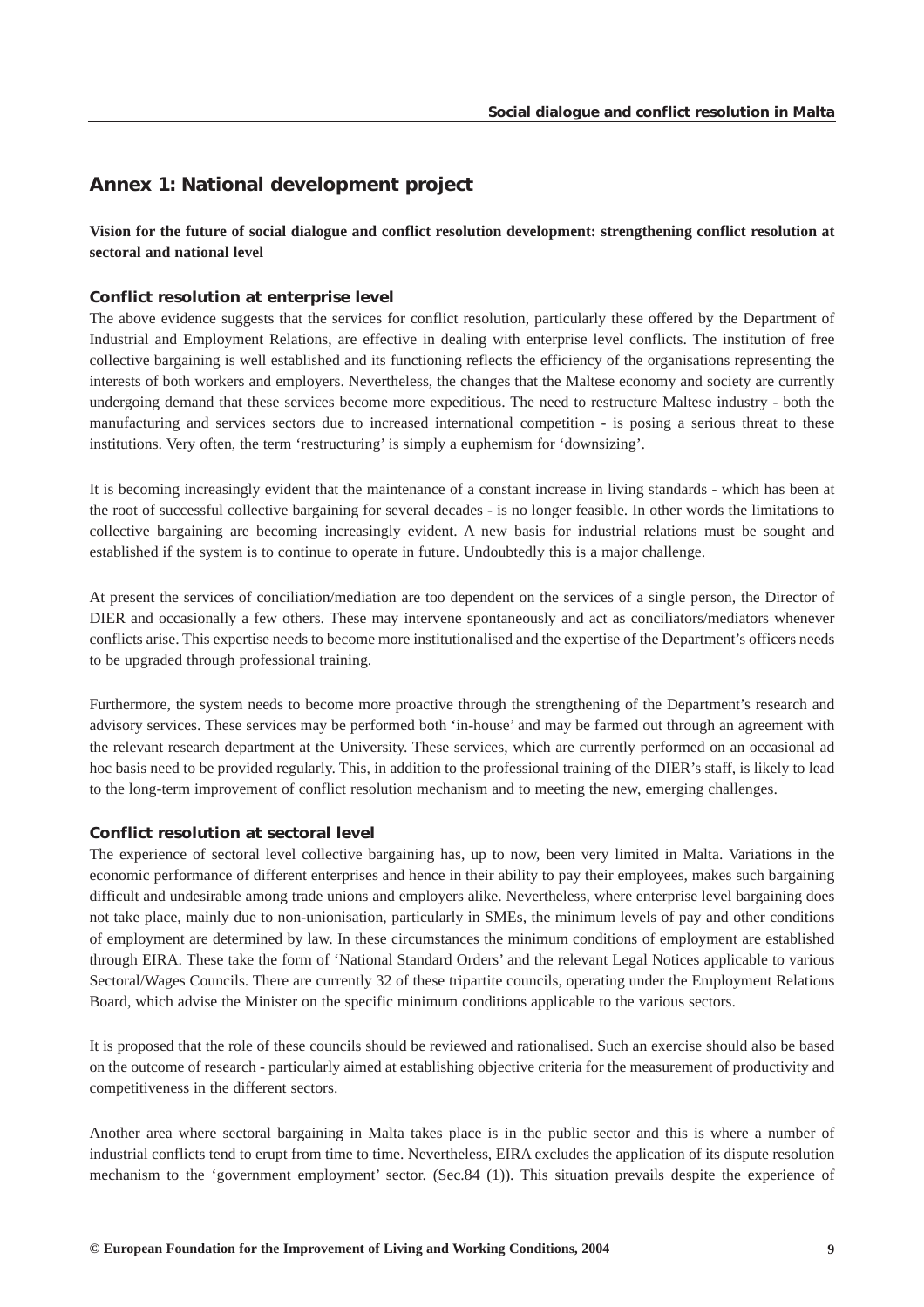## Annex 1: National development project

**Vision for the future of social dialogue and conflict resolution development: strengthening conflict resolution at sectoral and national level**

### Conflict resolution at enterprise level

The above evidence suggests that the services for conflict resolution, particularly these offered by the Department of Industrial and Employment Relations, are effective in dealing with enterprise level conflicts. The institution of free collective bargaining is well established and its functioning reflects the efficiency of the organisations representing the interests of both workers and employers. Nevertheless, the changes that the Maltese economy and society are currently undergoing demand that these services become more expeditious. The need to restructure Maltese industry - both the manufacturing and services sectors due to increased international competition - is posing a serious threat to these institutions. Very often, the term 'restructuring' is simply a euphemism for 'downsizing'.

It is becoming increasingly evident that the maintenance of a constant increase in living standards - which has been at the root of successful collective bargaining for several decades - is no longer feasible. In other words the limitations to collective bargaining are becoming increasingly evident. A new basis for industrial relations must be sought and established if the system is to continue to operate in future. Undoubtedly this is a major challenge.

At present the services of conciliation/mediation are too dependent on the services of a single person, the Director of DIER and occasionally a few others. These may intervene spontaneously and act as conciliators/mediators whenever conflicts arise. This expertise needs to become more institutionalised and the expertise of the Department's officers needs to be upgraded through professional training.

Furthermore, the system needs to become more proactive through the strengthening of the Department's research and advisory services. These services may be performed both 'in-house' and may be farmed out through an agreement with the relevant research department at the University. These services, which are currently performed on an occasional ad hoc basis need to be provided regularly. This, in addition to the professional training of the DIER's staff, is likely to lead to the long-term improvement of conflict resolution mechanism and to meeting the new, emerging challenges.

### Conflict resolution at sectoral level

The experience of sectoral level collective bargaining has, up to now, been very limited in Malta. Variations in the economic performance of different enterprises and hence in their ability to pay their employees, makes such bargaining difficult and undesirable among trade unions and employers alike. Nevertheless, where enterprise level bargaining does not take place, mainly due to non-unionisation, particularly in SMEs, the minimum levels of pay and other conditions of employment are determined by law. In these circumstances the minimum conditions of employment are established through EIRA. These take the form of 'National Standard Orders' and the relevant Legal Notices applicable to various Sectoral/Wages Councils. There are currently 32 of these tripartite councils, operating under the Employment Relations Board, which advise the Minister on the specific minimum conditions applicable to the various sectors.

It is proposed that the role of these councils should be reviewed and rationalised. Such an exercise should also be based on the outcome of research - particularly aimed at establishing objective criteria for the measurement of productivity and competitiveness in the different sectors.

Another area where sectoral bargaining in Malta takes place is in the public sector and this is where a number of industrial conflicts tend to erupt from time to time. Nevertheless, EIRA excludes the application of its dispute resolution mechanism to the 'government employment' sector. (Sec.84 (1)). This situation prevails despite the experience of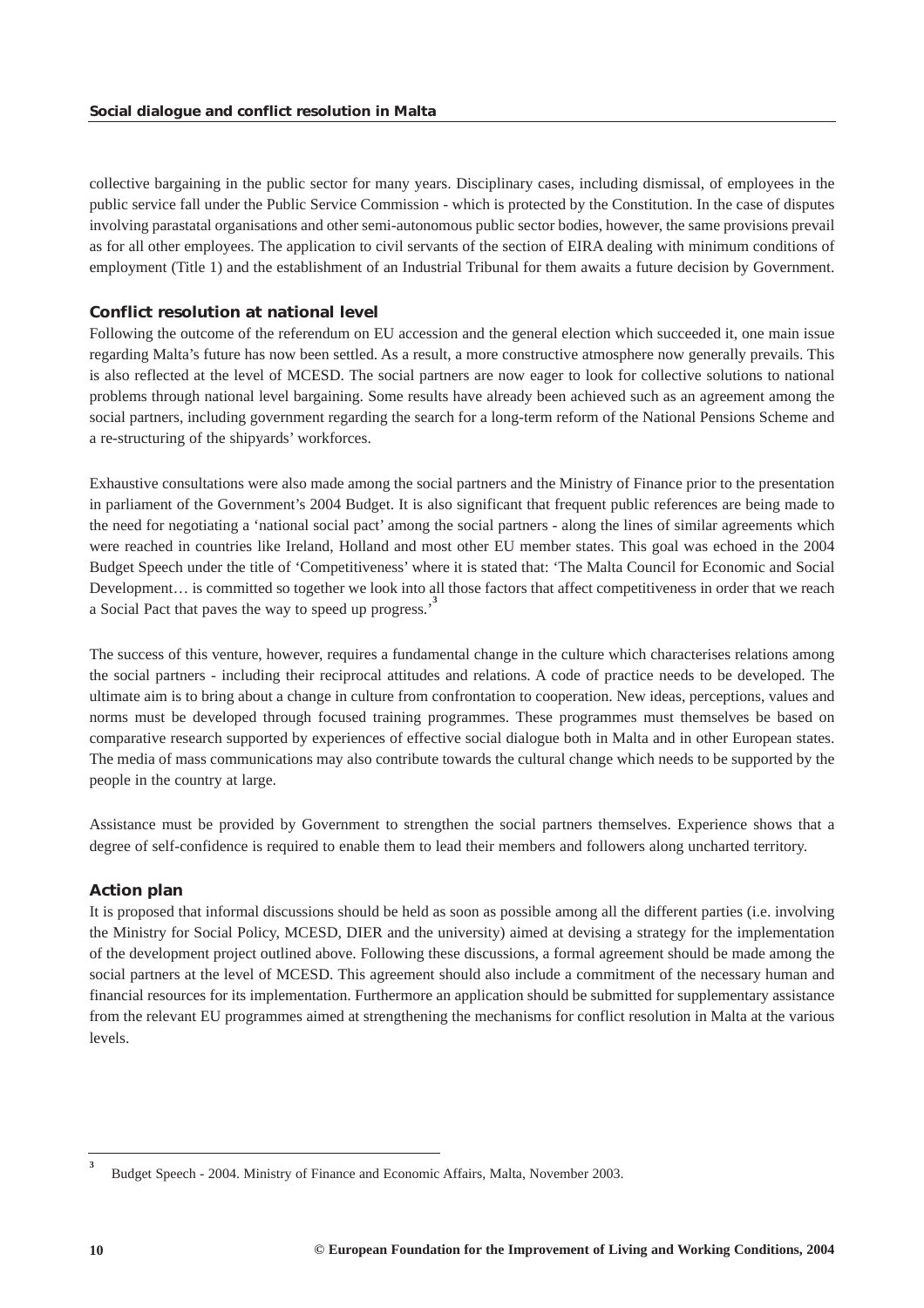collective bargaining in the public sector for many years. Disciplinary cases, including dismissal, of employees in the public service fall under the Public Service Commission - which is protected by the Constitution. In the case of disputes involving parastatal organisations and other semi-autonomous public sector bodies, however, the same provisions prevail as for all other employees. The application to civil servants of the section of EIRA dealing with minimum conditions of employment (Title 1) and the establishment of an Industrial Tribunal for them awaits a future decision by Government.

## Conflict resolution at national level

Following the outcome of the referendum on EU accession and the general election which succeeded it, one main issue regarding Malta's future has now been settled. As a result, a more constructive atmosphere now generally prevails. This is also reflected at the level of MCESD. The social partners are now eager to look for collective solutions to national problems through national level bargaining. Some results have already been achieved such as an agreement among the social partners, including government regarding the search for a long-term reform of the National Pensions Scheme and a re-structuring of the shipyards' workforces.

Exhaustive consultations were also made among the social partners and the Ministry of Finance prior to the presentation in parliament of the Government's 2004 Budget. It is also significant that frequent public references are being made to the need for negotiating a 'national social pact' among the social partners - along the lines of similar agreements which were reached in countries like Ireland, Holland and most other EU member states. This goal was echoed in the 2004 Budget Speech under the title of 'Competitiveness' where it is stated that: 'The Malta Council for Economic and Social Development… is committed so together we look into all those factors that affect competitiveness in order that we reach a Social Pact that paves the way to speed up progress.'[3]

The success of this venture, however, requires a fundamental change in the culture which characterises relations among the social partners - including their reciprocal attitudes and relations. A code of practice needs to be developed. The ultimate aim is to bring about a change in culture from confrontation to cooperation. New ideas, perceptions, values and norms must be developed through focused training programmes. These programmes must themselves be based on comparative research supported by experiences of effective social dialogue both in Malta and in other European states. The media of mass communications may also contribute towards the cultural change which needs to be supported by the people in the country at large.

Assistance must be provided by Government to strengthen the social partners themselves. Experience shows that a degree of self-confidence is required to enable them to lead their members and followers along uncharted territory.

## Action plan

It is proposed that informal discussions should be held as soon as possible among all the different parties (i.e. involving the Ministry for Social Policy, MCESD, DIER and the university) aimed at devising a strategy for the implementation of the development project outlined above. Following these discussions, a formal agreement should be made among the social partners at the level of MCESD. This agreement should also include a commitment of the necessary human and financial resources for its implementation. Furthermore an application should be submitted for supplementary assistance from the relevant EU programmes aimed at strengthening the mechanisms for conflict resolution in Malta at the various levels.

[3] Budget Speech - 2004. Ministry of Finance and Economic Affairs, Malta, November 2003.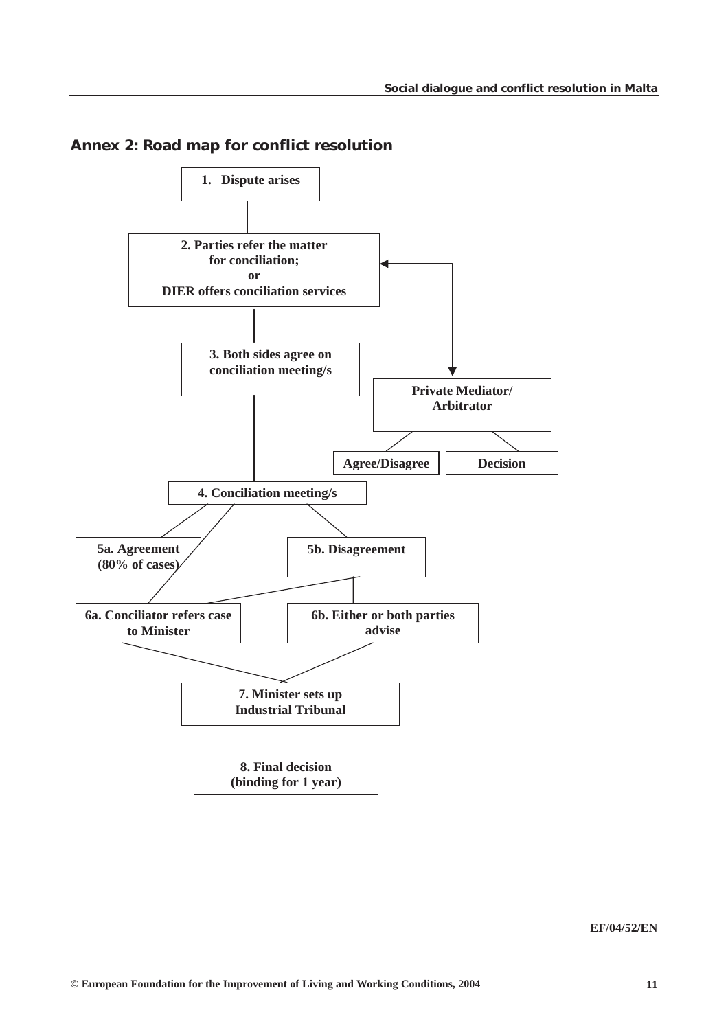## Annex 2: Road map for conflict resolution

1. Dispute arises

2. Parties refer the matter for conciliation; or DIER offers conciliation services

3. Both sides agree on conciliation meeting/s

Private Mediator/ Arbitrator

Agree/Disagree

Decision

4. Conciliation meeting/s

5a. Agreement (80% of cases)

5b. Disagreement

6a. Conciliator refers case to Minister

6b. Either or both parties advise

7. Minister sets up Industrial Tribunal

8. Final decision (binding for 1 year)

EF/04/52/EN

© European Foundation for the Improvement of Living and Working Conditions, 2004